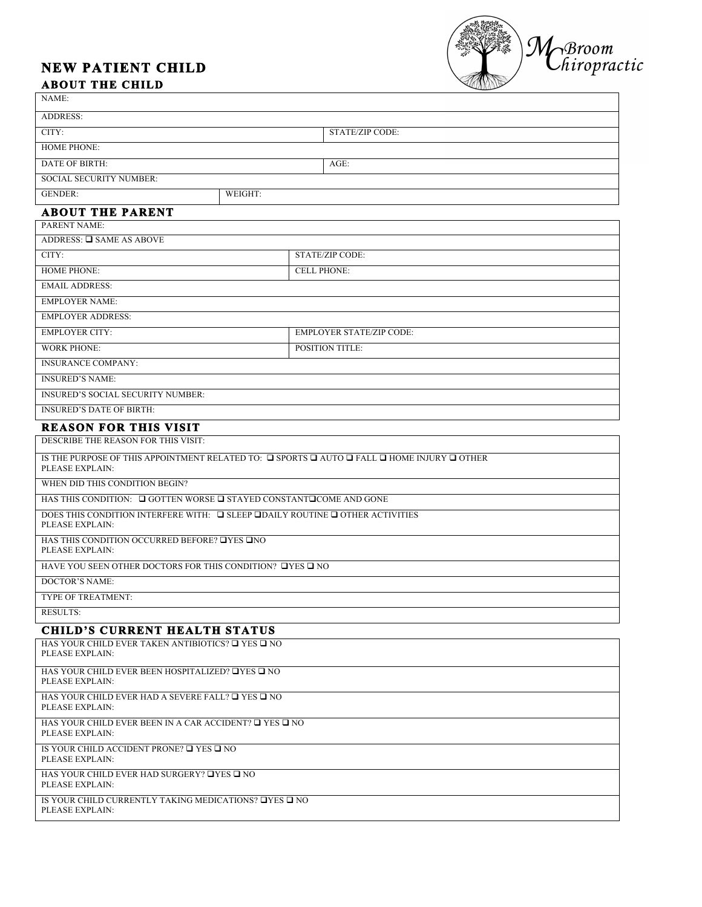McBroom Chiropractic

# NEW PATIENT CHILD

## ABOUT THE CHILD

| | |
|---|---|
| NAME: | |
| ADDRESS: | |
| CITY: | STATE/ZIP CODE: |
| HOME PHONE: | |
| DATE OF BIRTH: | AGE: |
| SOCIAL SECURITY NUMBER: | |
| GENDER: | WEIGHT: |

## ABOUT THE PARENT

| | |
|---|---|
| PARENT NAME: | |
| ADDRESS: ❑ SAME AS ABOVE | |
| CITY: | STATE/ZIP CODE: |
| HOME PHONE: | CELL PHONE: |
| EMAIL ADDRESS: | |
| EMPLOYER NAME: | |
| EMPLOYER ADDRESS: | |
| EMPLOYER CITY: | EMPLOYER STATE/ZIP CODE: |
| WORK PHONE: | POSITION TITLE: |
| INSURANCE COMPANY: | |
| INSURED'S NAME: | |
| INSURED'S SOCIAL SECURITY NUMBER: | |
| INSURED'S DATE OF BIRTH: | |

## REASON FOR THIS VISIT

DESCRIBE THE REASON FOR THIS VISIT:

IS THE PURPOSE OF THIS APPOINTMENT RELATED TO: ❑ SPORTS ❑ AUTO ❑ FALL ❑ HOME INJURY ❑ OTHER
PLEASE EXPLAIN:

WHEN DID THIS CONDITION BEGIN?

HAS THIS CONDITION: ❑ GOTTEN WORSE ❑ STAYED CONSTANT❑COME AND GONE

DOES THIS CONDITION INTERFERE WITH: ❑ SLEEP ❑DAILY ROUTINE ❑ OTHER ACTIVITIES
PLEASE EXPLAIN:

HAS THIS CONDITION OCCURRED BEFORE? ❑YES ❑NO
PLEASE EXPLAIN:

HAVE YOU SEEN OTHER DOCTORS FOR THIS CONDITION? ❑YES ❑ NO

DOCTOR'S NAME:

TYPE OF TREATMENT:

RESULTS:

## CHILD'S CURRENT HEALTH STATUS

HAS YOUR CHILD EVER TAKEN ANTIBIOTICS? ❑ YES ❑ NO
PLEASE EXPLAIN:

HAS YOUR CHILD EVER BEEN HOSPITALIZED? ❑YES ❑ NO
PLEASE EXPLAIN:

HAS YOUR CHILD EVER HAD A SEVERE FALL? ❑ YES ❑ NO
PLEASE EXPLAIN:

HAS YOUR CHILD EVER BEEN IN A CAR ACCIDENT? ❑ YES ❑ NO
PLEASE EXPLAIN:

IS YOUR CHILD ACCIDENT PRONE? ❑ YES ❑ NO
PLEASE EXPLAIN:

HAS YOUR CHILD EVER HAD SURGERY? ❑YES ❑ NO
PLEASE EXPLAIN:

IS YOUR CHILD CURRENTLY TAKING MEDICATIONS? ❑YES ❑ NO
PLEASE EXPLAIN: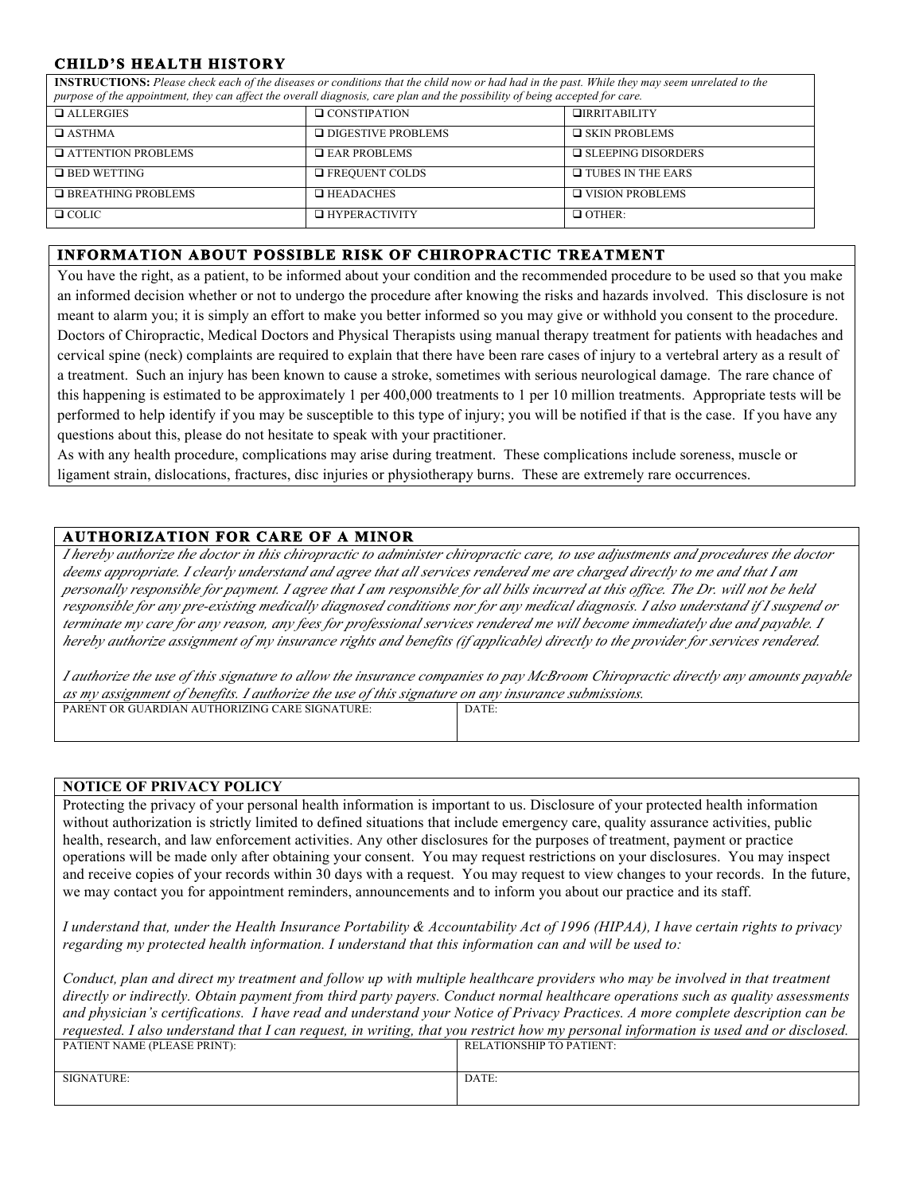## CHILD'S HEALTH HISTORY

| | | |
|---|---|---|
| **INSTRUCTIONS:** *Please check each of the diseases or conditions that the child now or had had in the past. While they may seem unrelated to the purpose of the appointment, they can affect the overall diagnosis, care plan and the possibility of being accepted for care.* | | |
| ❑ ALLERGIES | ❑ CONSTIPATION | ❑IRRITABILITY |
| ❑ ASTHMA | ❑ DIGESTIVE PROBLEMS | ❑ SKIN PROBLEMS |
| ❑ ATTENTION PROBLEMS | ❑ EAR PROBLEMS | ❑ SLEEPING DISORDERS |
| ❑ BED WETTING | ❑ FREQUENT COLDS | ❑ TUBES IN THE EARS |
| ❑ BREATHING PROBLEMS | ❑ HEADACHES | ❑ VISION PROBLEMS |
| ❑ COLIC | ❑ HYPERACTIVITY | ❑ OTHER: |

## INFORMATION ABOUT POSSIBLE RISK OF CHIROPRACTIC TREATMENT

You have the right, as a patient, to be informed about your condition and the recommended procedure to be used so that you make an informed decision whether or not to undergo the procedure after knowing the risks and hazards involved. This disclosure is not meant to alarm you; it is simply an effort to make you better informed so you may give or withhold you consent to the procedure. Doctors of Chiropractic, Medical Doctors and Physical Therapists using manual therapy treatment for patients with headaches and cervical spine (neck) complaints are required to explain that there have been rare cases of injury to a vertebral artery as a result of a treatment. Such an injury has been known to cause a stroke, sometimes with serious neurological damage. The rare chance of this happening is estimated to be approximately 1 per 400,000 treatments to 1 per 10 million treatments. Appropriate tests will be performed to help identify if you may be susceptible to this type of injury; you will be notified if that is the case. If you have any questions about this, please do not hesitate to speak with your practitioner.

As with any health procedure, complications may arise during treatment. These complications include soreness, muscle or ligament strain, dislocations, fractures, disc injuries or physiotherapy burns. These are extremely rare occurrences.

## AUTHORIZATION FOR CARE OF A MINOR

*I hereby authorize the doctor in this chiropractic to administer chiropractic care, to use adjustments and procedures the doctor deems appropriate. I clearly understand and agree that all services rendered me are charged directly to me and that I am personally responsible for payment. I agree that I am responsible for all bills incurred at this office. The Dr. will not be held responsible for any pre-existing medically diagnosed conditions nor for any medical diagnosis. I also understand if I suspend or terminate my care for any reason, any fees for professional services rendered me will become immediately due and payable. I hereby authorize assignment of my insurance rights and benefits (if applicable) directly to the provider for services rendered.*

*I authorize the use of this signature to allow the insurance companies to pay McBroom Chiropractic directly any amounts payable as my assignment of benefits. I authorize the use of this signature on any insurance submissions.*

| PARENT OR GUARDIAN AUTHORIZING CARE SIGNATURE: | DATE: |
|---|---|
| | |

## NOTICE OF PRIVACY POLICY

Protecting the privacy of your personal health information is important to us. Disclosure of your protected health information without authorization is strictly limited to defined situations that include emergency care, quality assurance activities, public health, research, and law enforcement activities. Any other disclosures for the purposes of treatment, payment or practice operations will be made only after obtaining your consent. You may request restrictions on your disclosures. You may inspect and receive copies of your records within 30 days with a request. You may request to view changes to your records. In the future, we may contact you for appointment reminders, announcements and to inform you about our practice and its staff.

*I understand that, under the Health Insurance Portability & Accountability Act of 1996 (HIPAA), I have certain rights to privacy regarding my protected health information. I understand that this information can and will be used to:*

*Conduct, plan and direct my treatment and follow up with multiple healthcare providers who may be involved in that treatment directly or indirectly. Obtain payment from third party payers. Conduct normal healthcare operations such as quality assessments and physician's certifications. I have read and understand your Notice of Privacy Practices. A more complete description can be requested. I also understand that I can request, in writing, that you restrict how my personal information is used and or disclosed.*

| PATIENT NAME (PLEASE PRINT): | RELATIONSHIP TO PATIENT: |
|---|---|
| SIGNATURE: | DATE: |